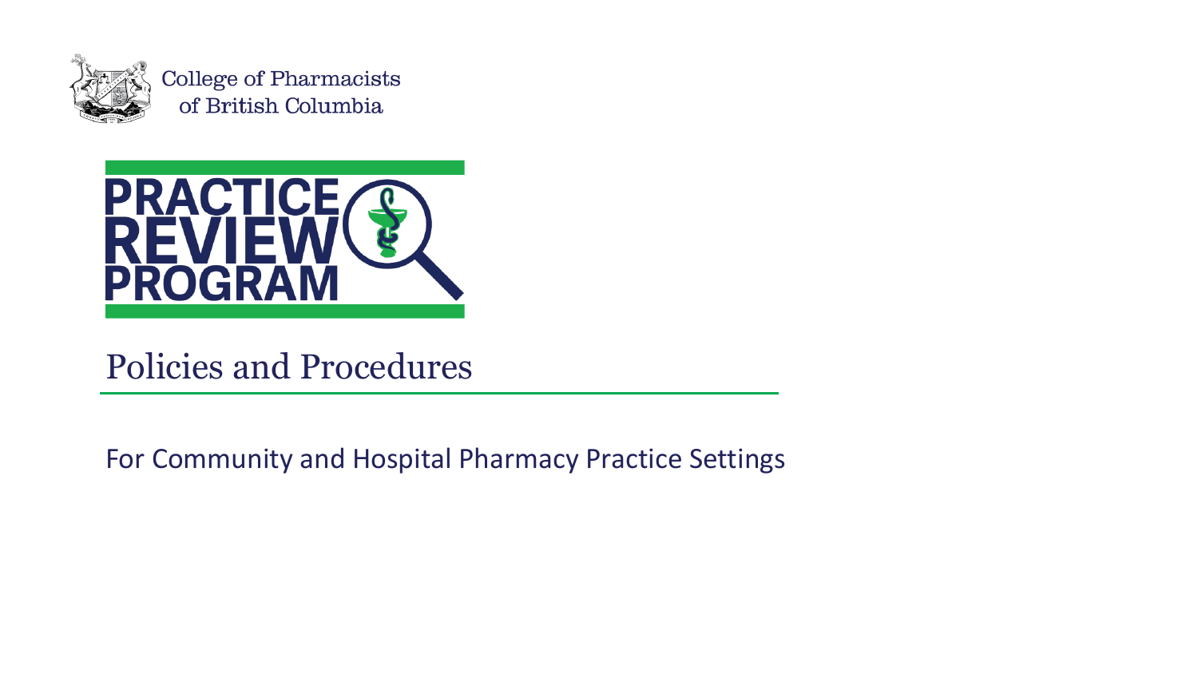College of Pharmacists of British Columbia

# PRACTICE REVIEW PROGRAM

## Policies and Procedures

For Community and Hospital Pharmacy Practice Settings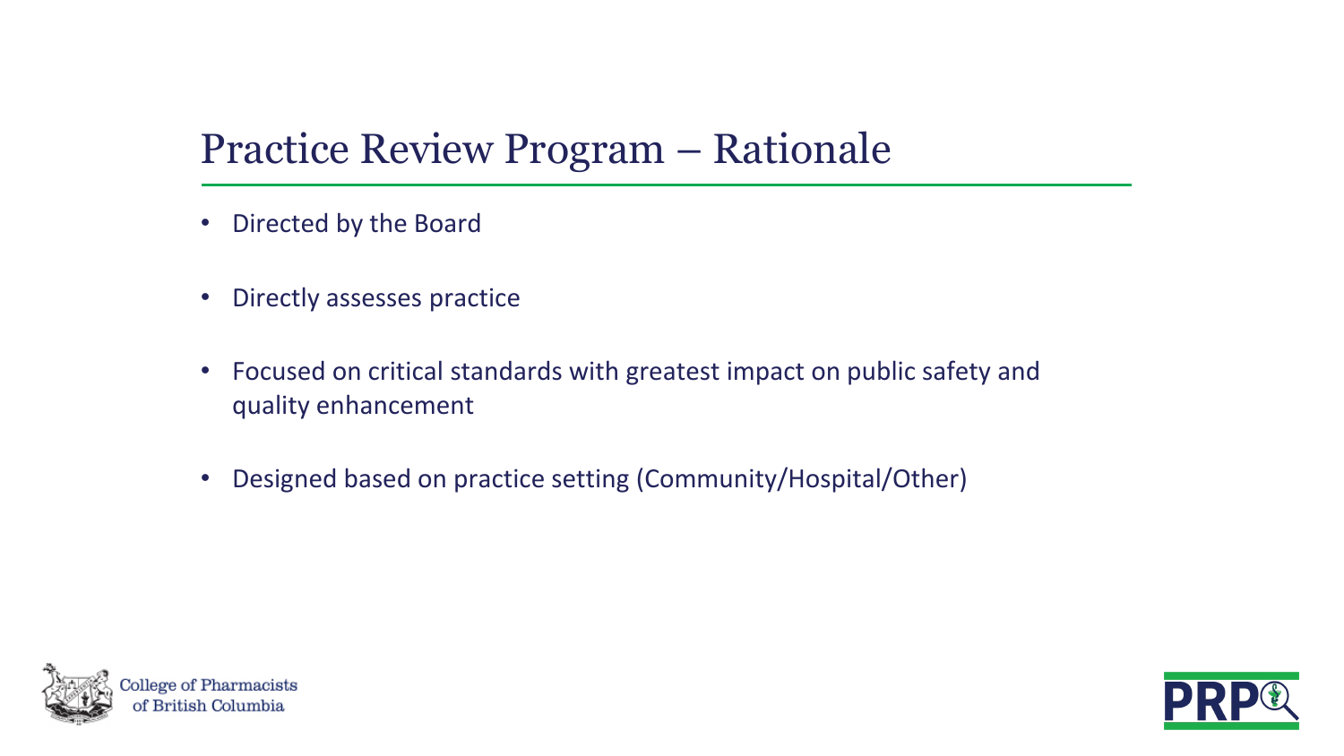# Practice Review Program – Rationale

- Directed by the Board
- Directly assesses practice
- Focused on critical standards with greatest impact on public safety and quality enhancement
- Designed based on practice setting (Community/Hospital/Other)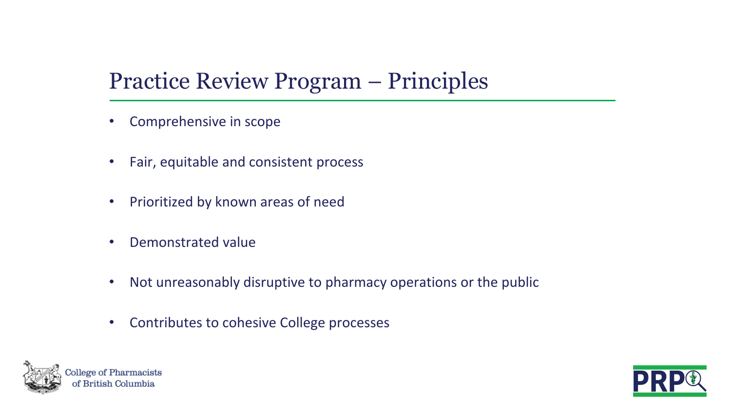# Practice Review Program – Principles

- Comprehensive in scope
- Fair, equitable and consistent process
- Prioritized by known areas of need
- Demonstrated value
- Not unreasonably disruptive to pharmacy operations or the public
- Contributes to cohesive College processes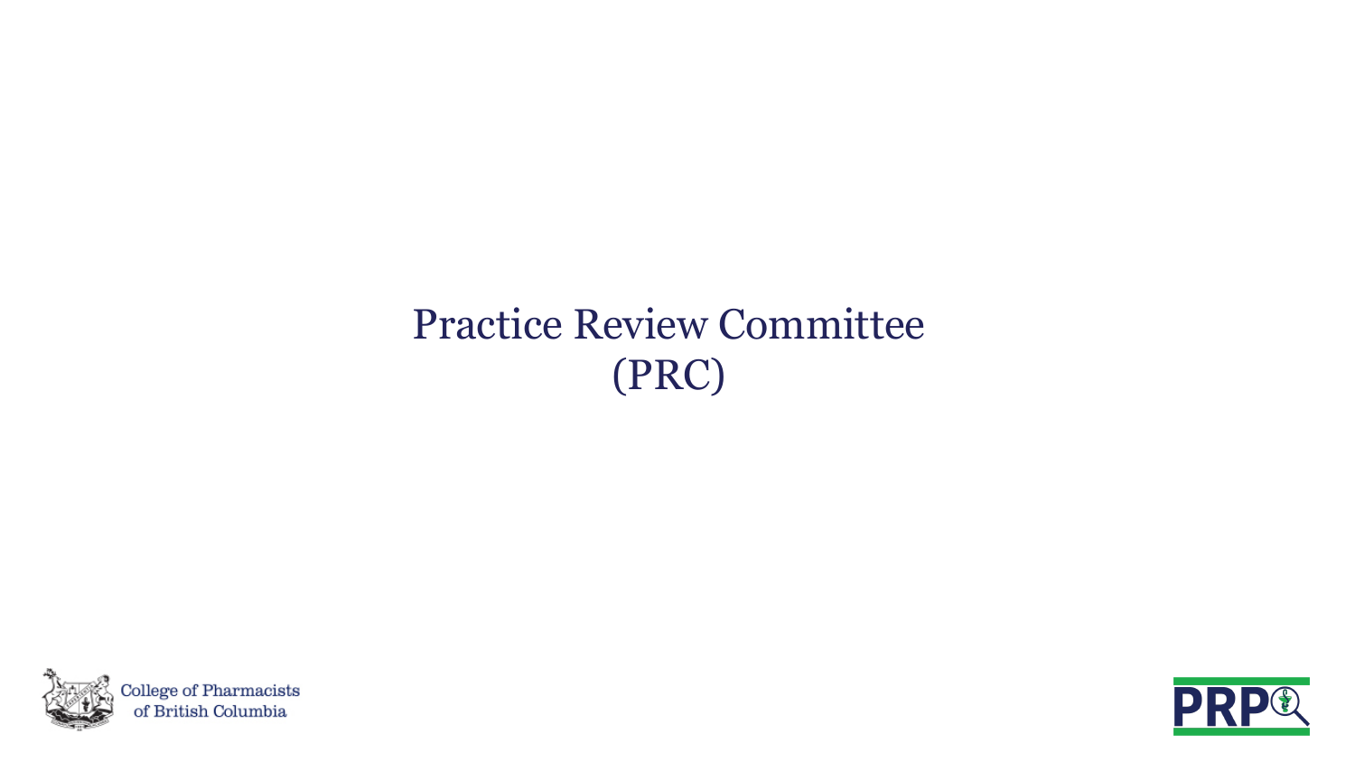# Practice Review Committee (PRC)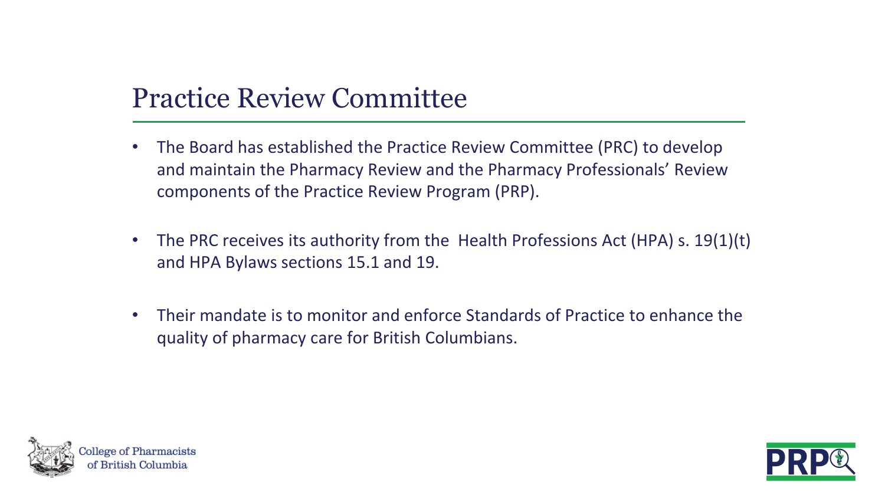# Practice Review Committee

- The Board has established the Practice Review Committee (PRC) to develop and maintain the Pharmacy Review and the Pharmacy Professionals' Review components of the Practice Review Program (PRP).

- The PRC receives its authority from the Health Professions Act (HPA) s. 19(1)(t) and HPA Bylaws sections 15.1 and 19.

- Their mandate is to monitor and enforce Standards of Practice to enhance the quality of pharmacy care for British Columbians.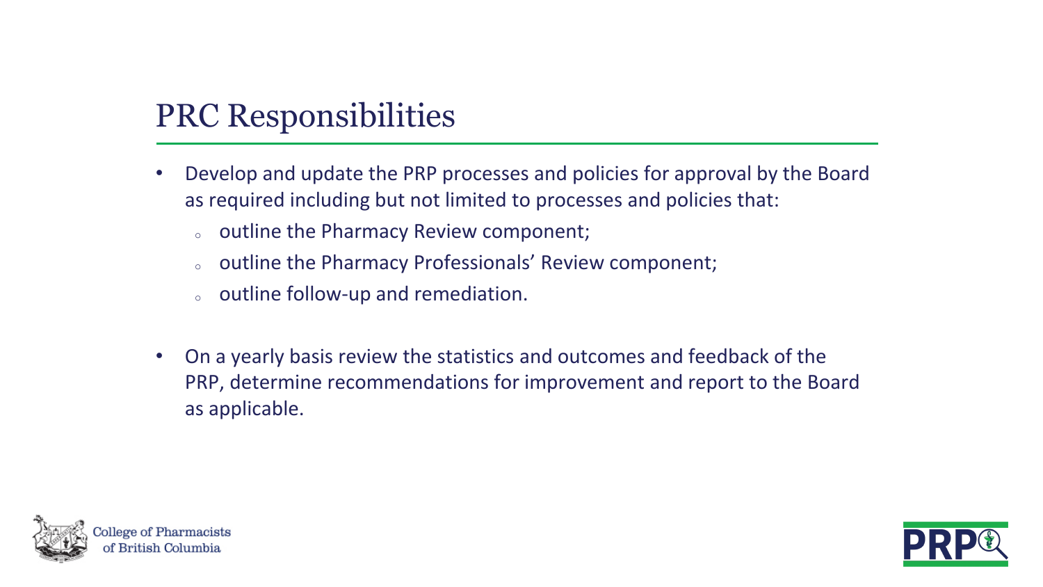# PRC Responsibilities

- Develop and update the PRP processes and policies for approval by the Board as required including but not limited to processes and policies that:
  - outline the Pharmacy Review component;
  - outline the Pharmacy Professionals' Review component;
  - outline follow-up and remediation.

- On a yearly basis review the statistics and outcomes and feedback of the PRP, determine recommendations for improvement and report to the Board as applicable.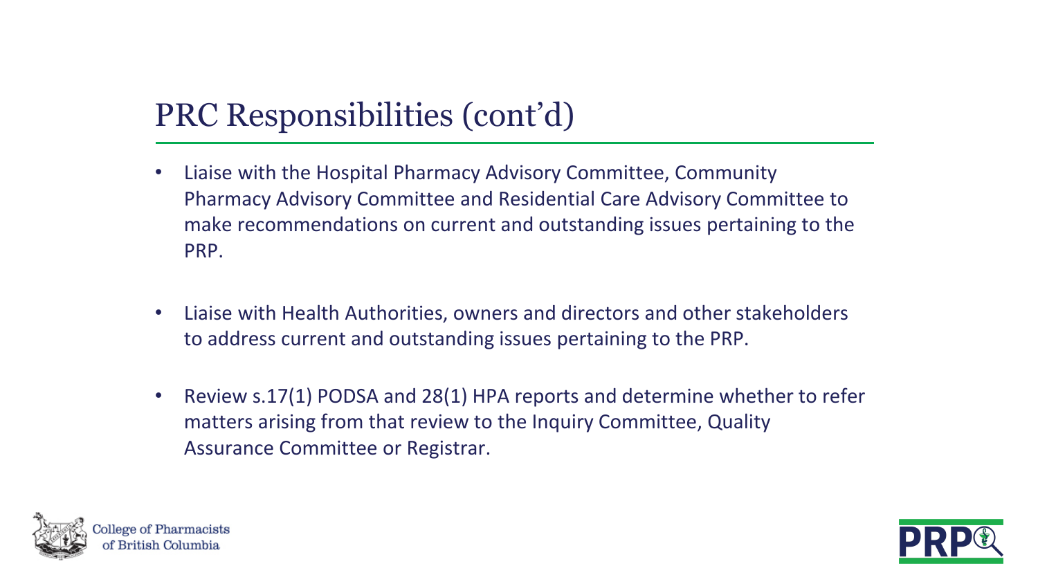# PRC Responsibilities (cont'd)

- Liaise with the Hospital Pharmacy Advisory Committee, Community Pharmacy Advisory Committee and Residential Care Advisory Committee to make recommendations on current and outstanding issues pertaining to the PRP.
- Liaise with Health Authorities, owners and directors and other stakeholders to address current and outstanding issues pertaining to the PRP.
- Review s.17(1) PODSA and 28(1) HPA reports and determine whether to refer matters arising from that review to the Inquiry Committee, Quality Assurance Committee or Registrar.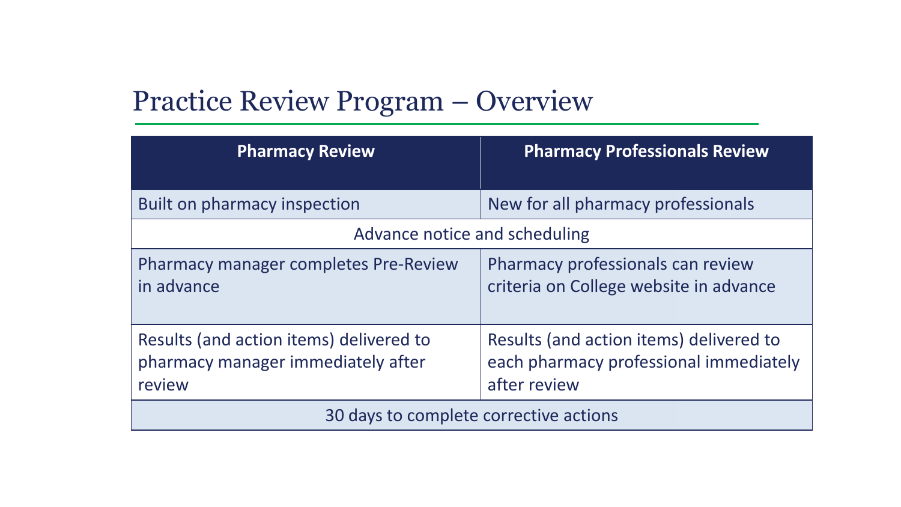# Practice Review Program – Overview

| Pharmacy Review | Pharmacy Professionals Review |
| --- | --- |
| Built on pharmacy inspection | New for all pharmacy professionals |
| Advance notice and scheduling | |
| Pharmacy manager completes Pre-Review in advance | Pharmacy professionals can review criteria on College website in advance |
| Results (and action items) delivered to pharmacy manager immediately after review | Results (and action items) delivered to each pharmacy professional immediately after review |
| 30 days to complete corrective actions | |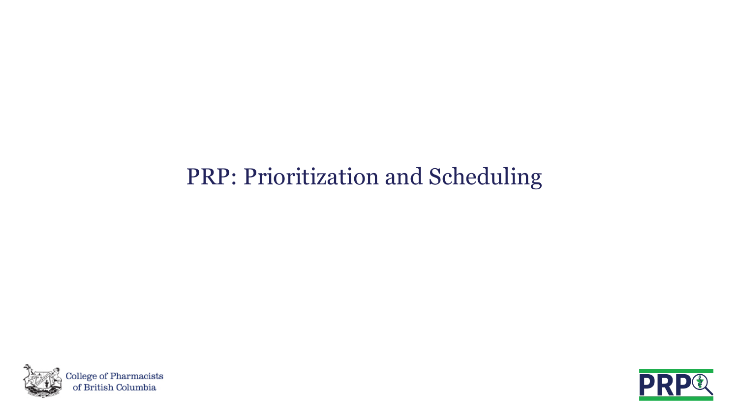# PRP: Prioritization and Scheduling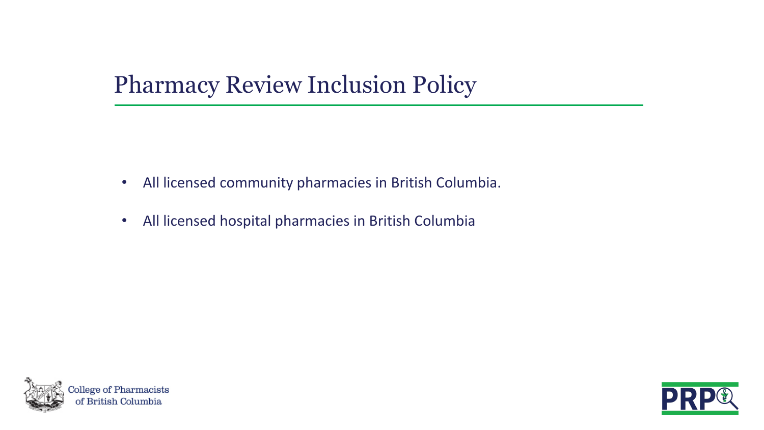# Pharmacy Review Inclusion Policy

- All licensed community pharmacies in British Columbia.
- All licensed hospital pharmacies in British Columbia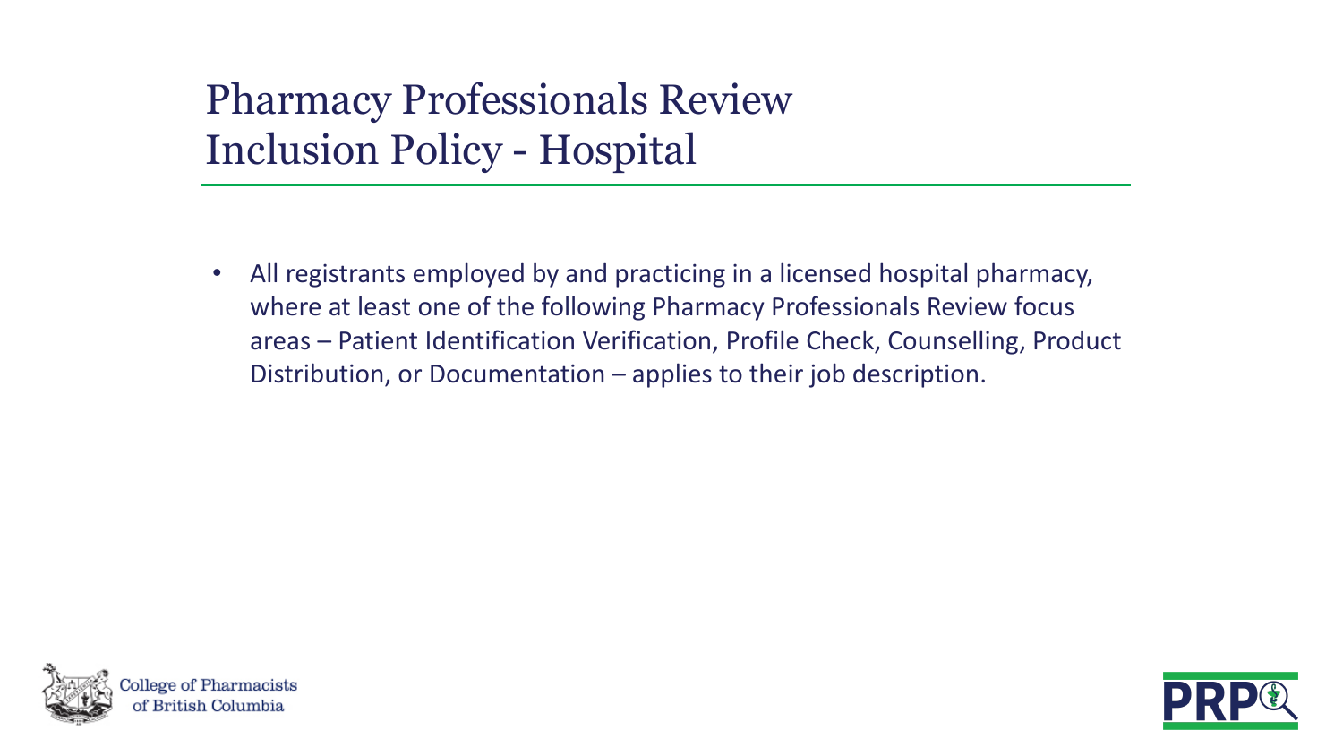# Pharmacy Professionals Review Inclusion Policy - Hospital

- All registrants employed by and practicing in a licensed hospital pharmacy, where at least one of the following Pharmacy Professionals Review focus areas – Patient Identification Verification, Profile Check, Counselling, Product Distribution, or Documentation – applies to their job description.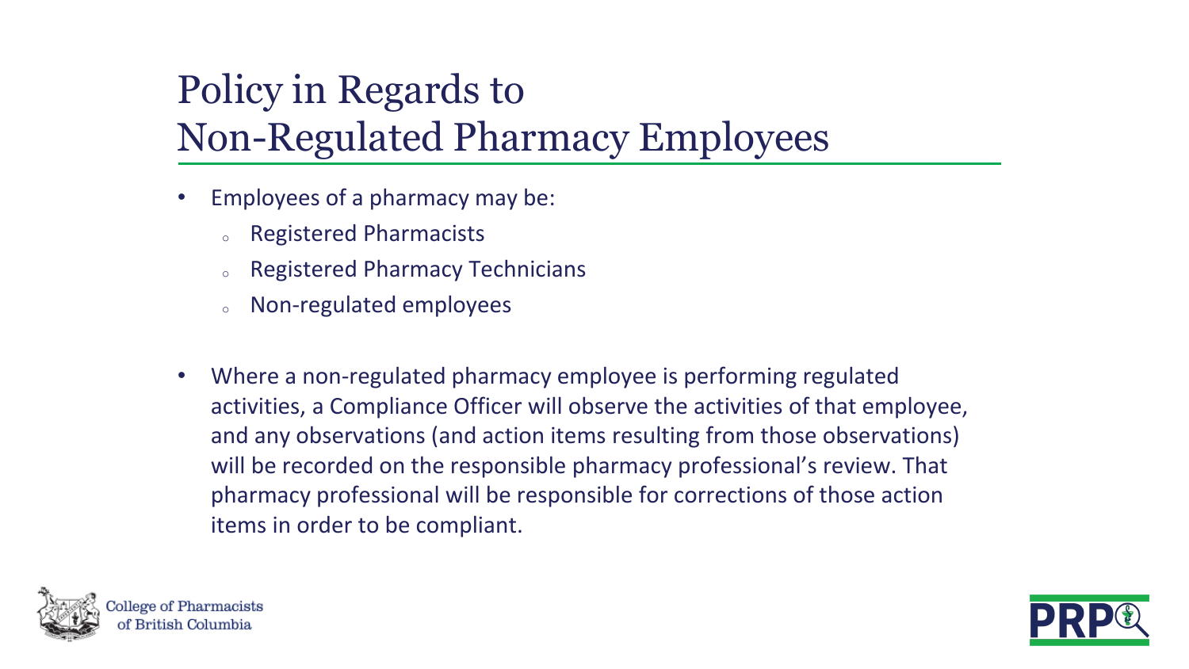# Policy in Regards to Non-Regulated Pharmacy Employees

- Employees of a pharmacy may be:
  - Registered Pharmacists
  - Registered Pharmacy Technicians
  - Non-regulated employees

- Where a non-regulated pharmacy employee is performing regulated activities, a Compliance Officer will observe the activities of that employee, and any observations (and action items resulting from those observations) will be recorded on the responsible pharmacy professional's review. That pharmacy professional will be responsible for corrections of those action items in order to be compliant.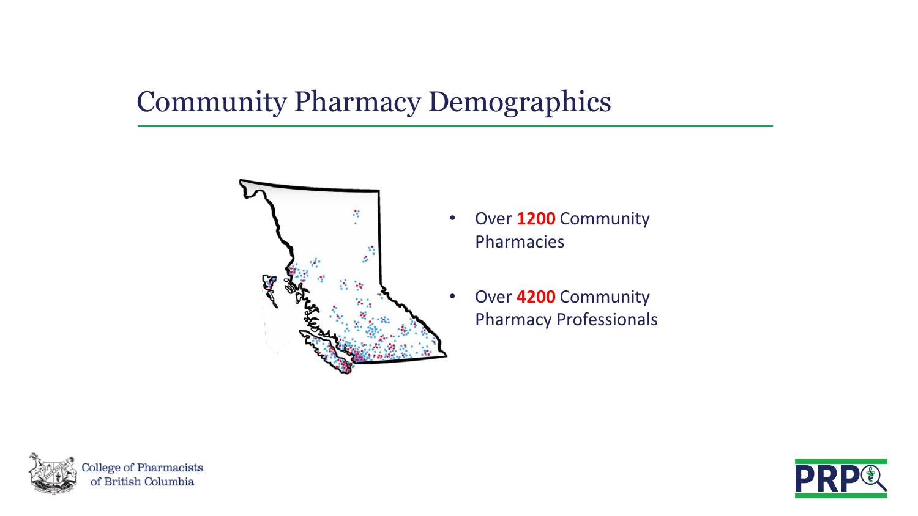# Community Pharmacy Demographics

- Over **1200** Community Pharmacies
- Over **4200** Community Pharmacy Professionals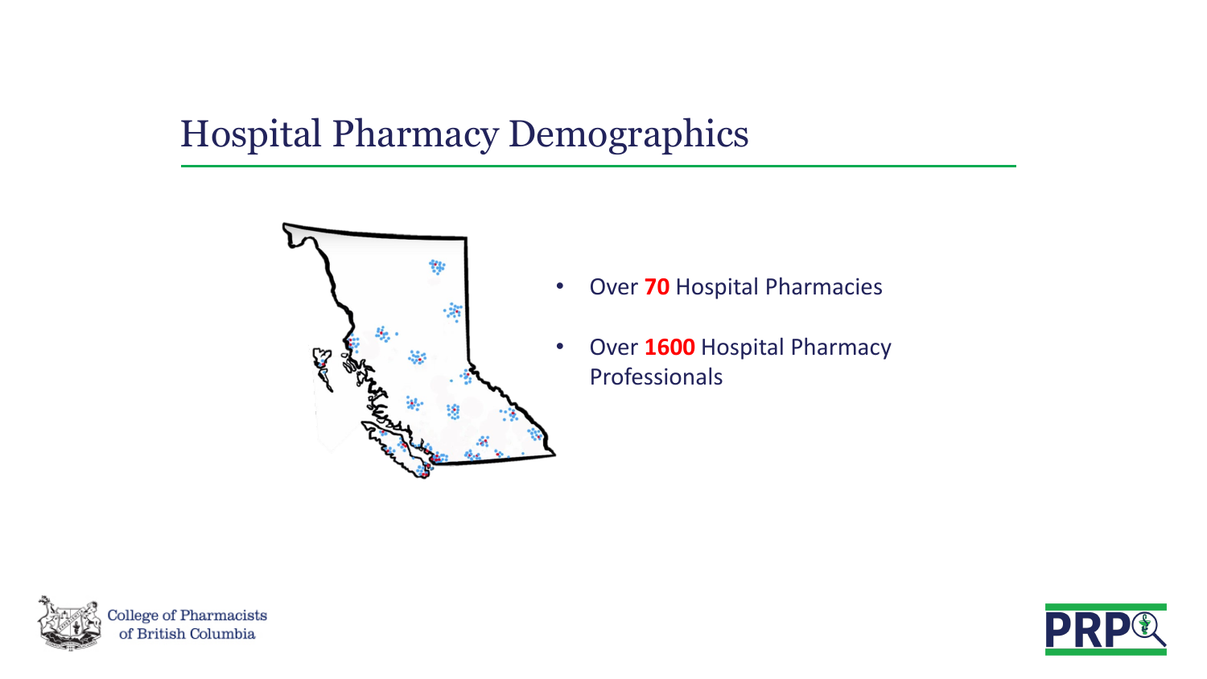# Hospital Pharmacy Demographics

- Over **70** Hospital Pharmacies
- Over **1600** Hospital Pharmacy Professionals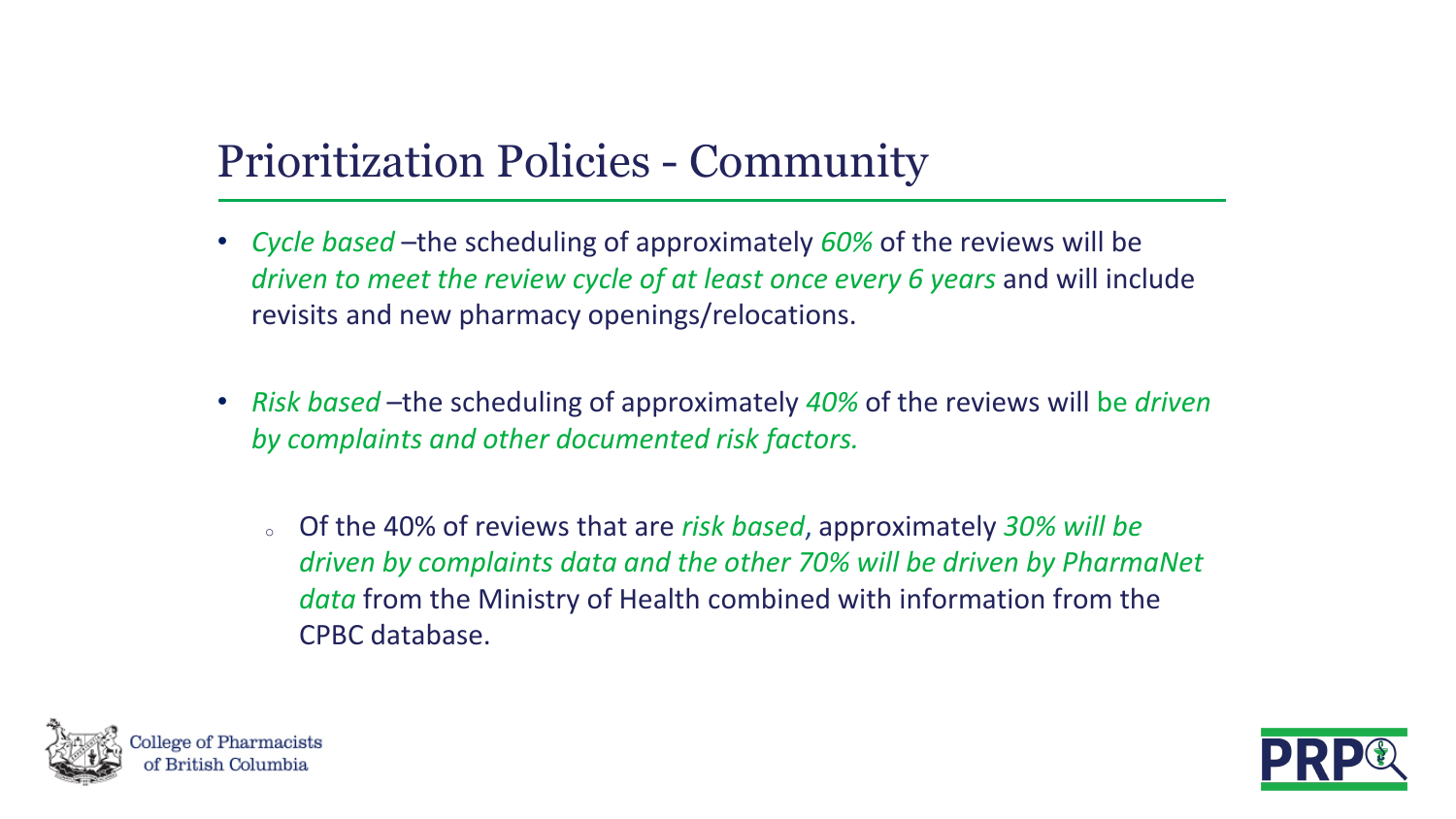# Prioritization Policies - Community

- *Cycle based* –the scheduling of approximately *60%* of the reviews will be *driven to meet the review cycle of at least once every 6 years* and will include revisits and new pharmacy openings/relocations.

- *Risk based* –the scheduling of approximately *40%* of the reviews will be *driven by complaints and other documented risk factors.*

  - Of the 40% of reviews that are *risk based*, approximately *30% will be driven by complaints data and the other 70% will be driven by PharmaNet data* from the Ministry of Health combined with information from the CPBC database.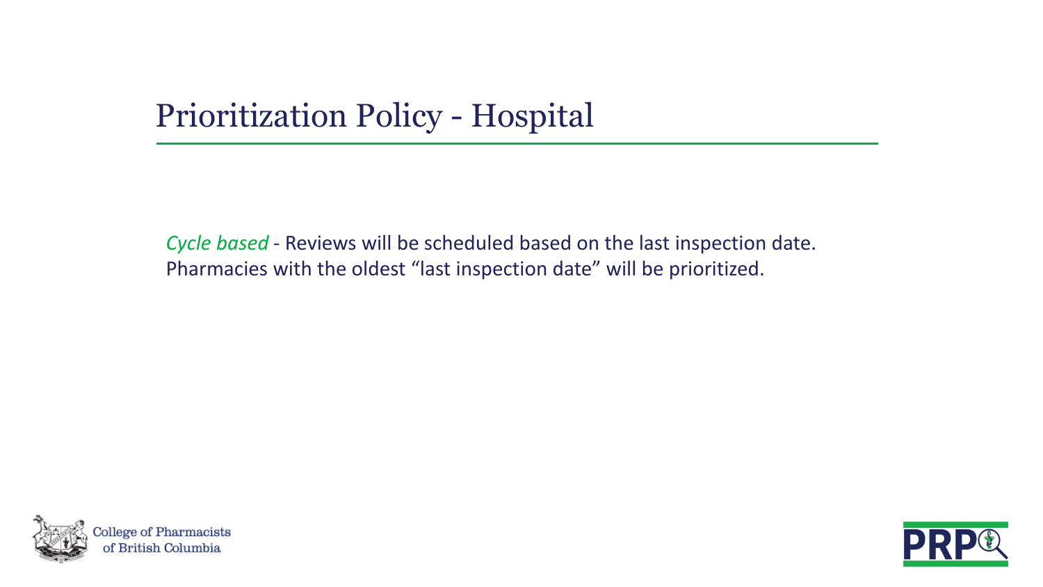# Prioritization Policy - Hospital

*Cycle based* - Reviews will be scheduled based on the last inspection date. Pharmacies with the oldest "last inspection date" will be prioritized.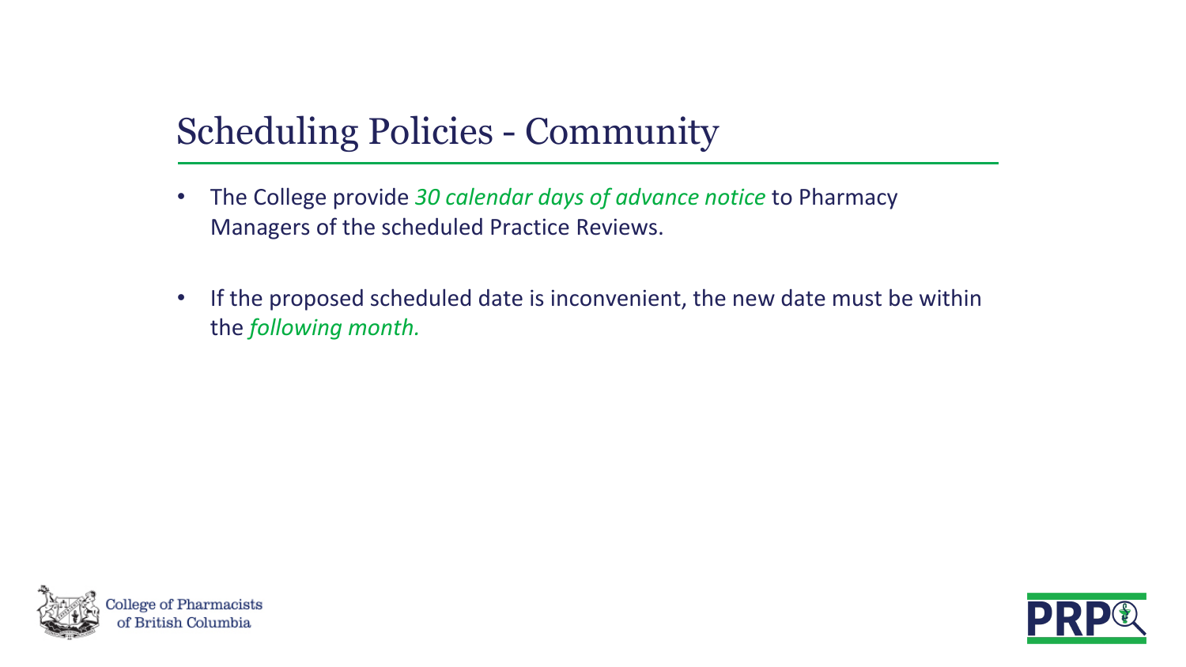# Scheduling Policies - Community

- The College provide *30 calendar days of advance notice* to Pharmacy Managers of the scheduled Practice Reviews.
- If the proposed scheduled date is inconvenient, the new date must be within the *following month.*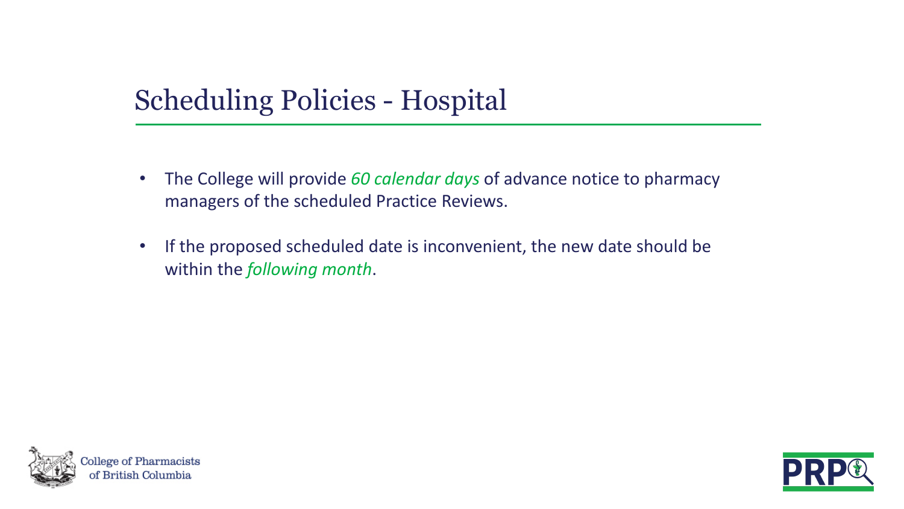# Scheduling Policies - Hospital

- The College will provide *60 calendar days* of advance notice to pharmacy managers of the scheduled Practice Reviews.
- If the proposed scheduled date is inconvenient, the new date should be within the *following month*.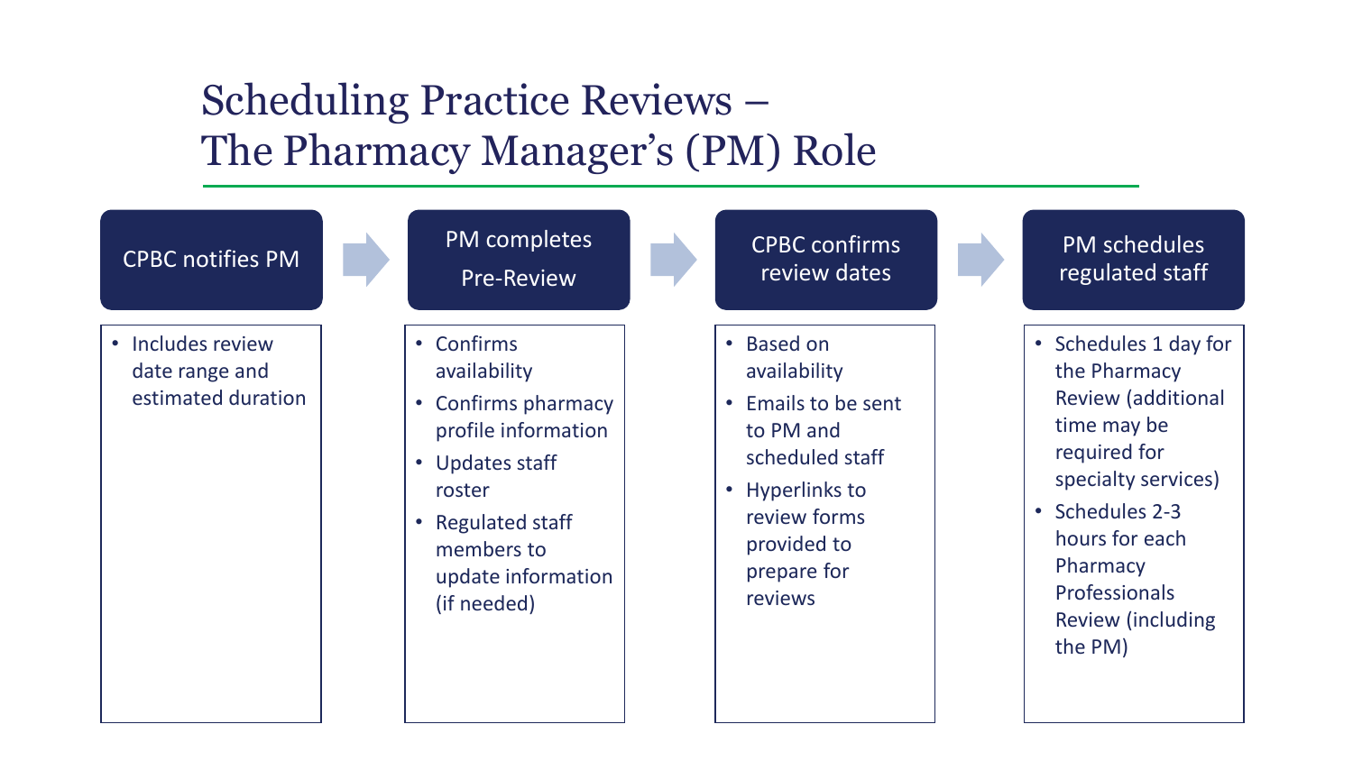# Scheduling Practice Reviews – The Pharmacy Manager's (PM) Role

## CPBC notifies PM

- Includes review date range and estimated duration

## PM completes Pre-Review

- Confirms availability
- Confirms pharmacy profile information
- Updates staff roster
- Regulated staff members to update information (if needed)

## CPBC confirms review dates

- Based on availability
- Emails to be sent to PM and scheduled staff
- Hyperlinks to review forms provided to prepare for reviews

## PM schedules regulated staff

- Schedules 1 day for the Pharmacy Review (additional time may be required for specialty services)
- Schedules 2-3 hours for each Pharmacy Professionals Review (including the PM)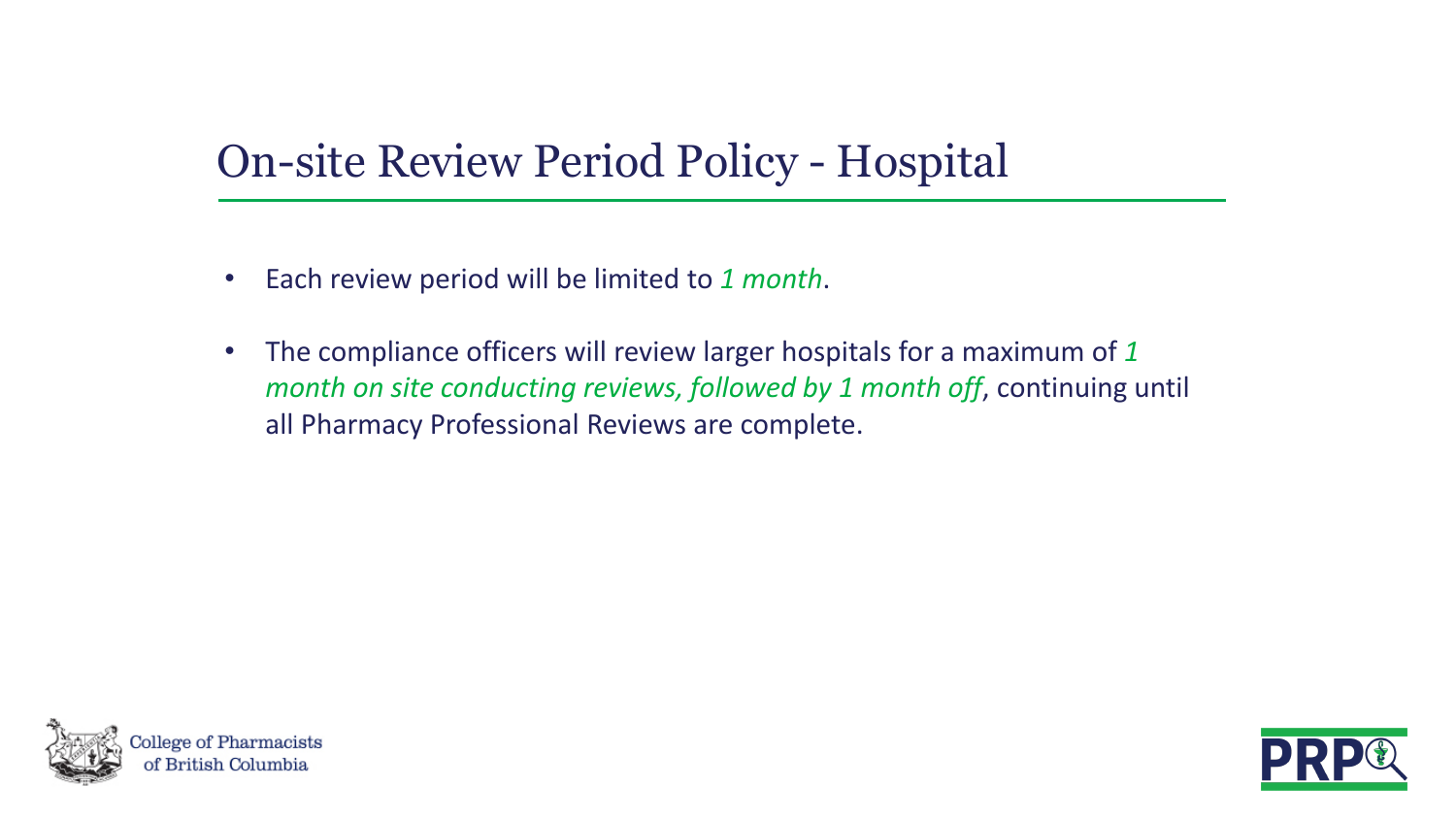# On-site Review Period Policy - Hospital

- Each review period will be limited to *1 month*.
- The compliance officers will review larger hospitals for a maximum of *1 month on site conducting reviews, followed by 1 month off*, continuing until all Pharmacy Professional Reviews are complete.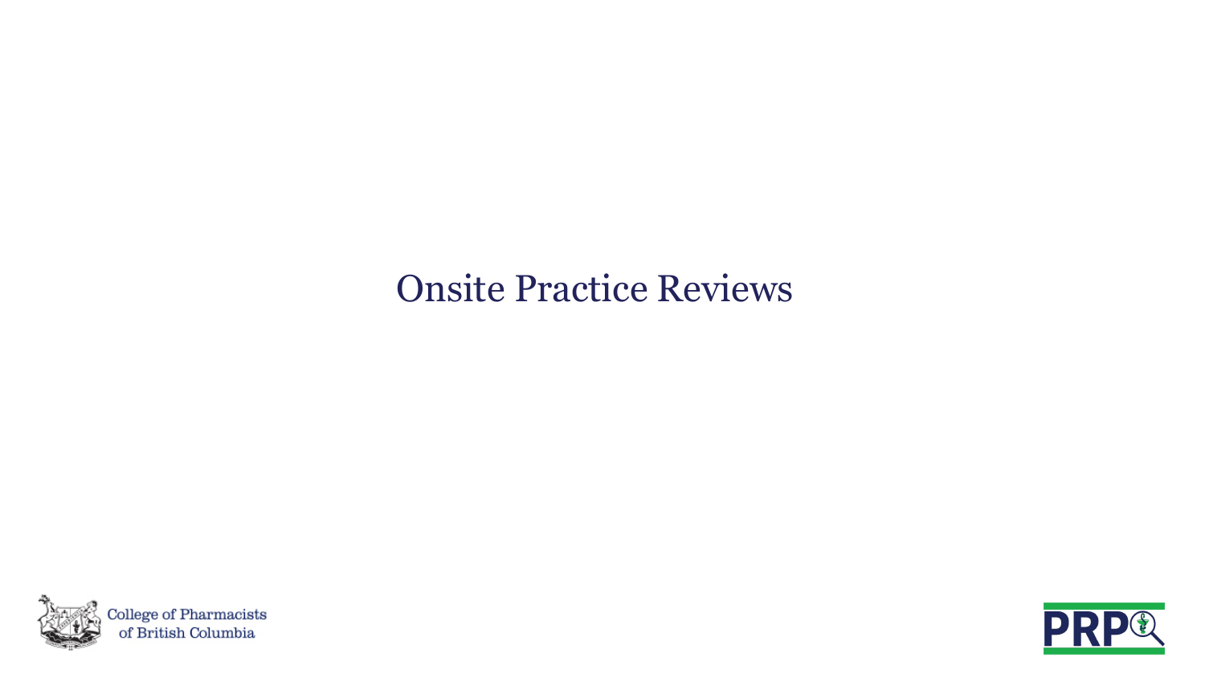# Onsite Practice Reviews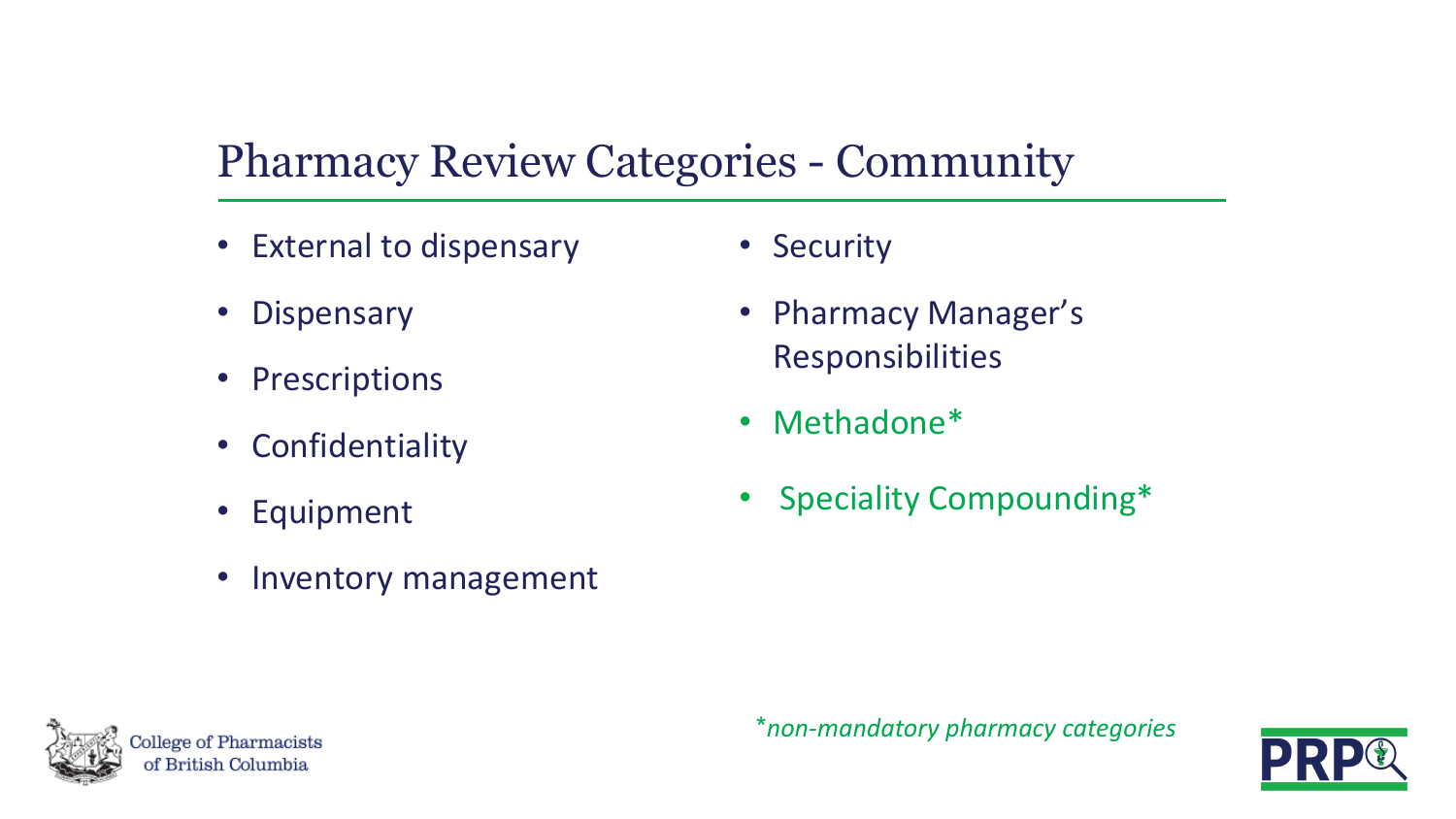# Pharmacy Review Categories - Community

- External to dispensary
- Dispensary
- Prescriptions
- Confidentiality
- Equipment
- Inventory management
- Security
- Pharmacy Manager's Responsibilities
- Methadone*
- Speciality Compounding*

**non-mandatory pharmacy categories*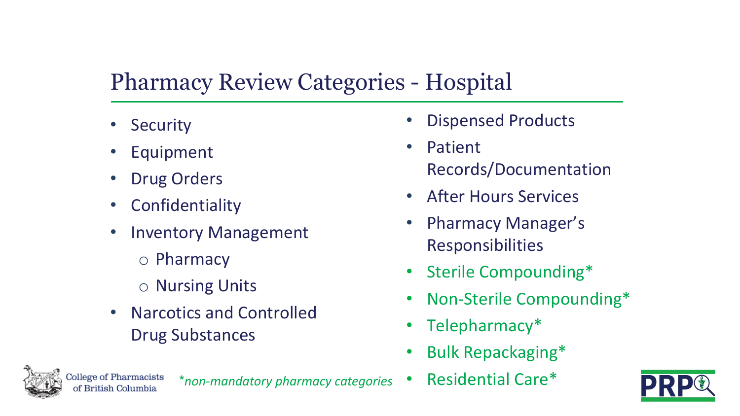# Pharmacy Review Categories - Hospital

- Security
- Equipment
- Drug Orders
- Confidentiality
- Inventory Management
  - Pharmacy
  - Nursing Units
- Narcotics and Controlled Drug Substances
- Dispensed Products
- Patient Records/Documentation
- After Hours Services
- Pharmacy Manager's Responsibilities
- Sterile Compounding*
- Non-Sterile Compounding*
- Telepharmacy*
- Bulk Repackaging*
- Residential Care*

*\*non-mandatory pharmacy categories*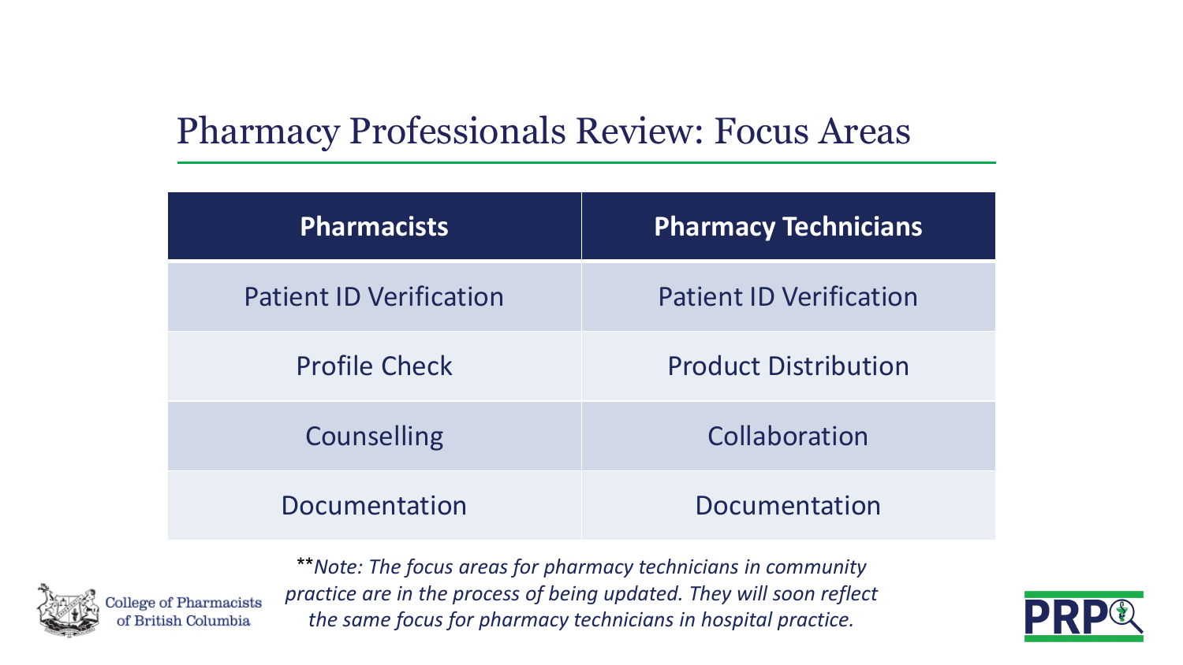## Pharmacy Professionals Review: Focus Areas

| Pharmacists | Pharmacy Technicians |
| --- | --- |
| Patient ID Verification | Patient ID Verification |
| Profile Check | Product Distribution |
| Counselling | Collaboration |
| Documentation | Documentation |

*\*\*Note: The focus areas for pharmacy technicians in community practice are in the process of being updated. They will soon reflect the same focus for pharmacy technicians in hospital practice.*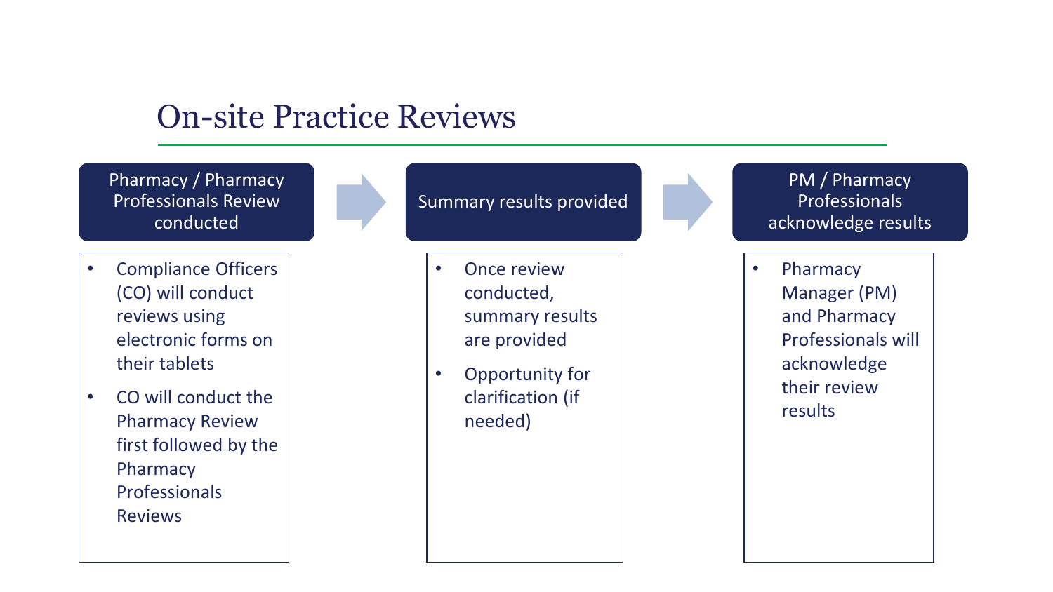# On-site Practice Reviews

## Pharmacy / Pharmacy Professionals Review conducted

- Compliance Officers (CO) will conduct reviews using electronic forms on their tablets
- CO will conduct the Pharmacy Review first followed by the Pharmacy Professionals Reviews

## Summary results provided

- Once review conducted, summary results are provided
- Opportunity for clarification (if needed)

## PM / Pharmacy Professionals acknowledge results

- Pharmacy Manager (PM) and Pharmacy Professionals will acknowledge their review results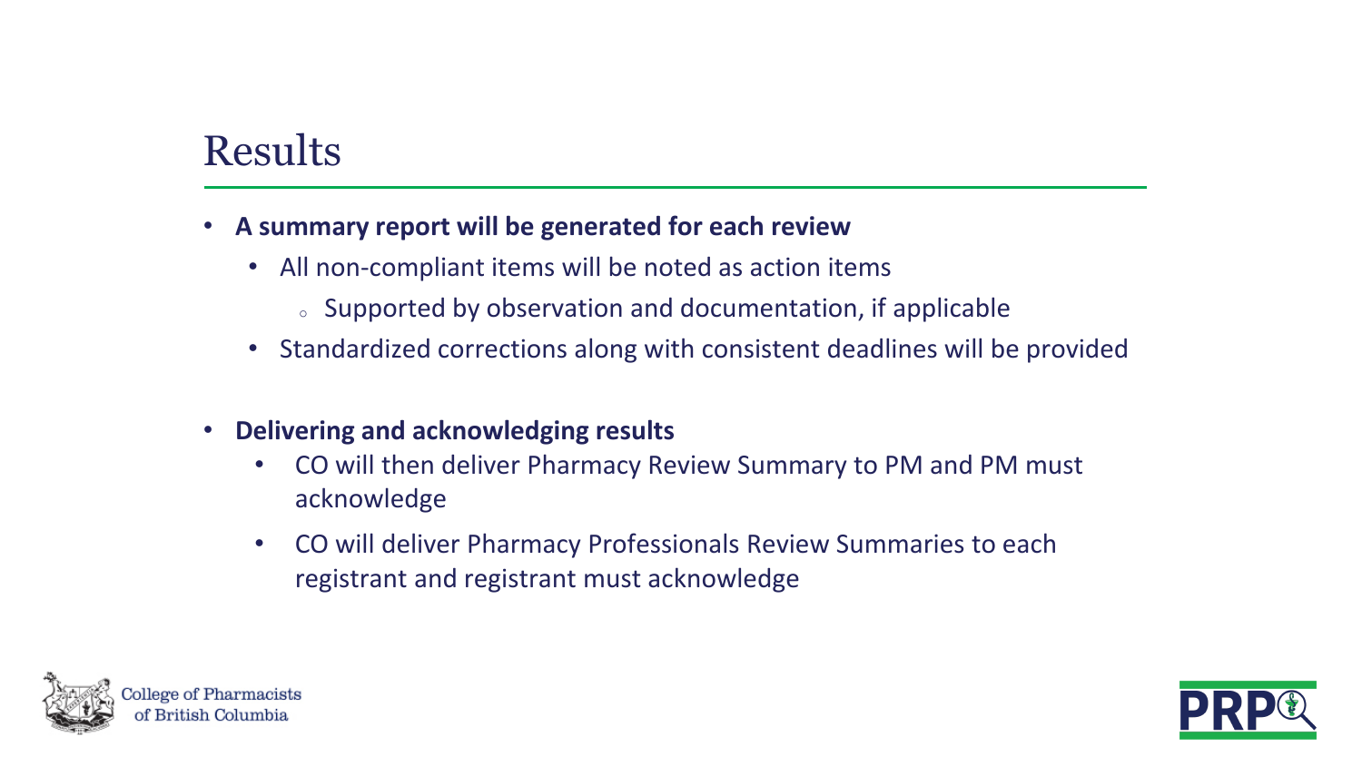# Results

- **A summary report will be generated for each review**
  - All non-compliant items will be noted as action items
    - Supported by observation and documentation, if applicable
  - Standardized corrections along with consistent deadlines will be provided

- **Delivering and acknowledging results**
  - CO will then deliver Pharmacy Review Summary to PM and PM must acknowledge
  - CO will deliver Pharmacy Professionals Review Summaries to each registrant and registrant must acknowledge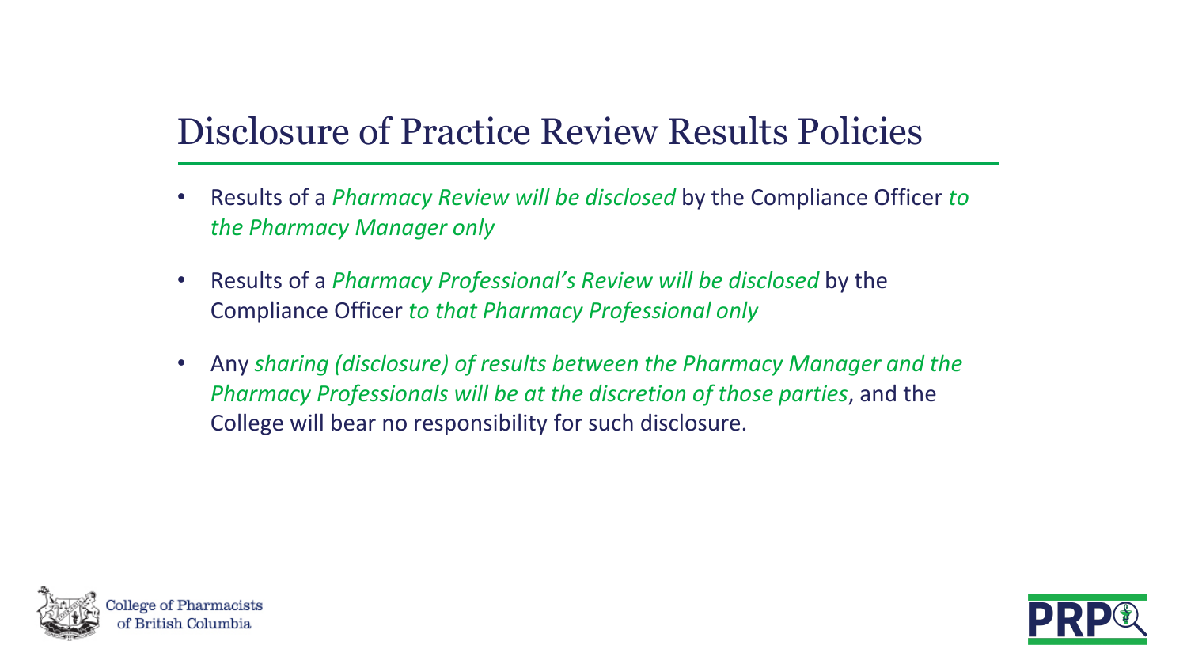# Disclosure of Practice Review Results Policies

- Results of a *Pharmacy Review will be disclosed* by the Compliance Officer *to the Pharmacy Manager only*
- Results of a *Pharmacy Professional's Review will be disclosed* by the Compliance Officer *to that Pharmacy Professional only*
- Any *sharing (disclosure) of results between the Pharmacy Manager and the Pharmacy Professionals will be at the discretion of those parties*, and the College will bear no responsibility for such disclosure.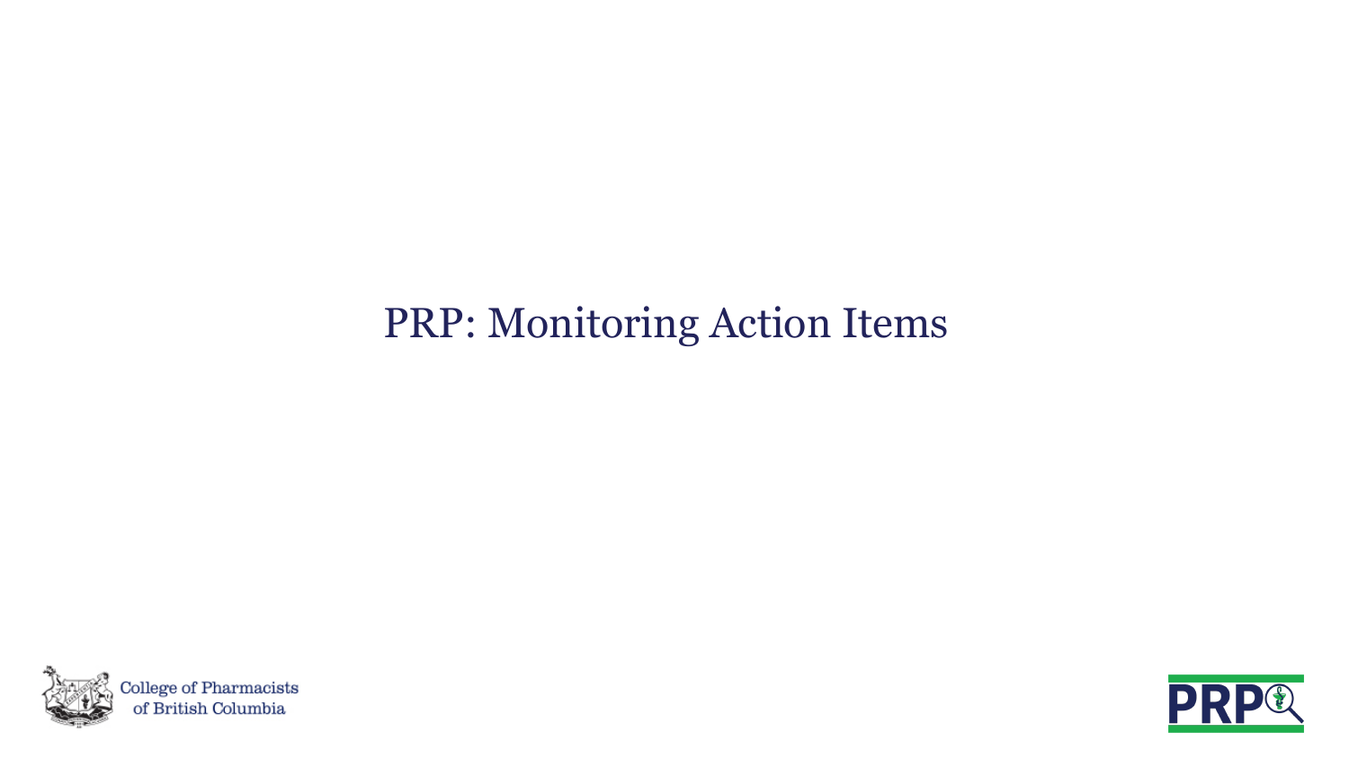# PRP: Monitoring Action Items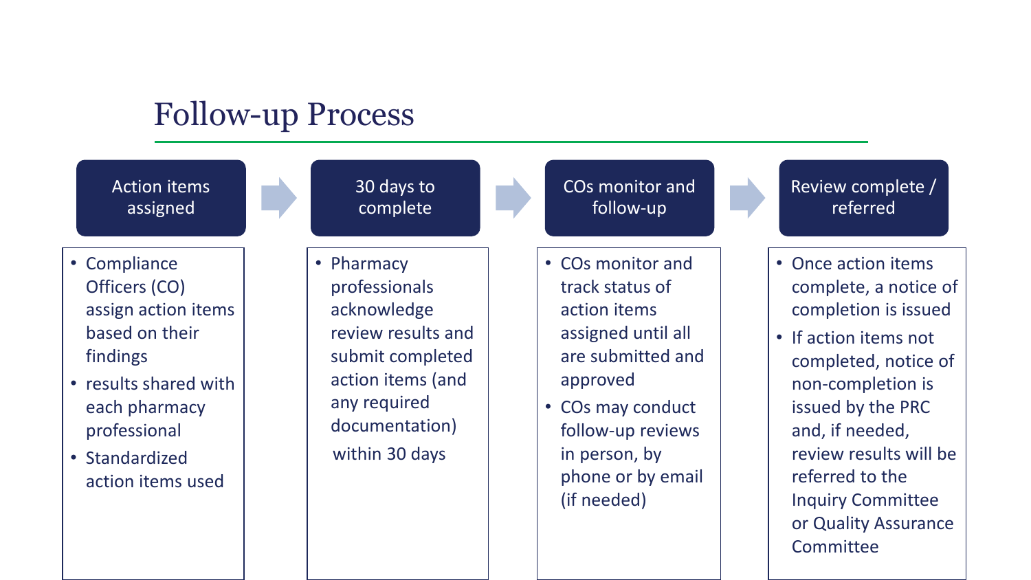# Follow-up Process

## Action items assigned

- Compliance Officers (CO) assign action items based on their findings
- results shared with each pharmacy professional
- Standardized action items used

## 30 days to complete

- Pharmacy professionals acknowledge review results and submit completed action items (and any required documentation) within 30 days

## COs monitor and follow-up

- COs monitor and track status of action items assigned until all are submitted and approved
- COs may conduct follow-up reviews in person, by phone or by email (if needed)

## Review complete / referred

- Once action items complete, a notice of completion is issued
- If action items not completed, notice of non-completion is issued by the PRC and, if needed, review results will be referred to the Inquiry Committee or Quality Assurance Committee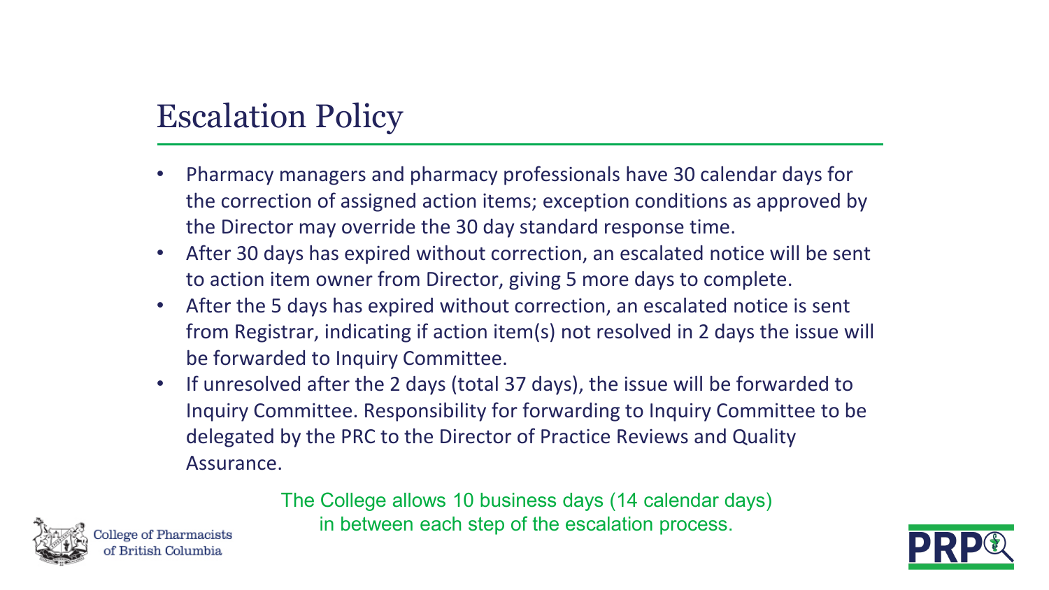# Escalation Policy

- Pharmacy managers and pharmacy professionals have 30 calendar days for the correction of assigned action items; exception conditions as approved by the Director may override the 30 day standard response time.
- After 30 days has expired without correction, an escalated notice will be sent to action item owner from Director, giving 5 more days to complete.
- After the 5 days has expired without correction, an escalated notice is sent from Registrar, indicating if action item(s) not resolved in 2 days the issue will be forwarded to Inquiry Committee.
- If unresolved after the 2 days (total 37 days), the issue will be forwarded to Inquiry Committee. Responsibility for forwarding to Inquiry Committee to be delegated by the PRC to the Director of Practice Reviews and Quality Assurance.

The College allows 10 business days (14 calendar days) in between each step of the escalation process.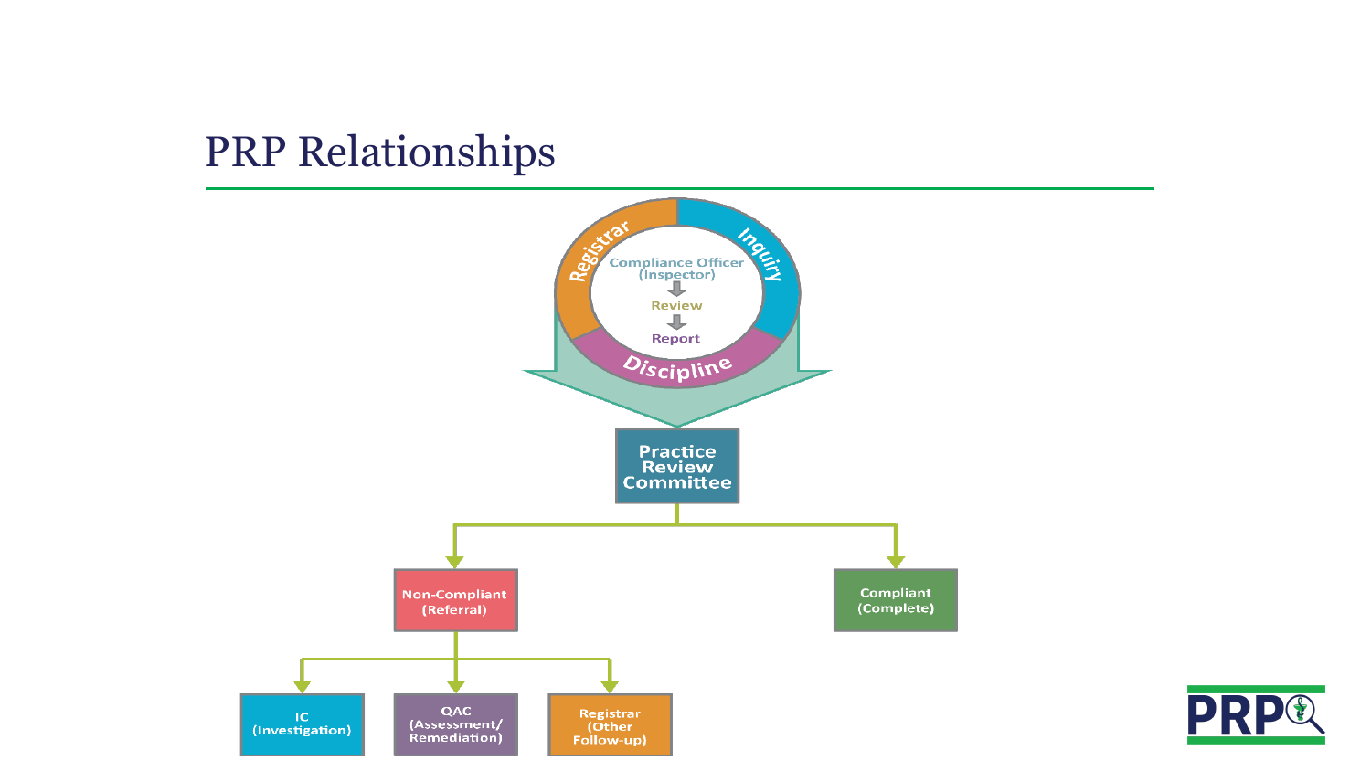# PRP Relationships

Registrar

Inquiry

Compliance Officer (Inspector)

Review

Report

Discipline

Practice Review Committee

Non-Compliant (Referral)

Compliant (Complete)

IC (Investigation)

QAC (Assessment/ Remediation)

Registrar (Other Follow-up)